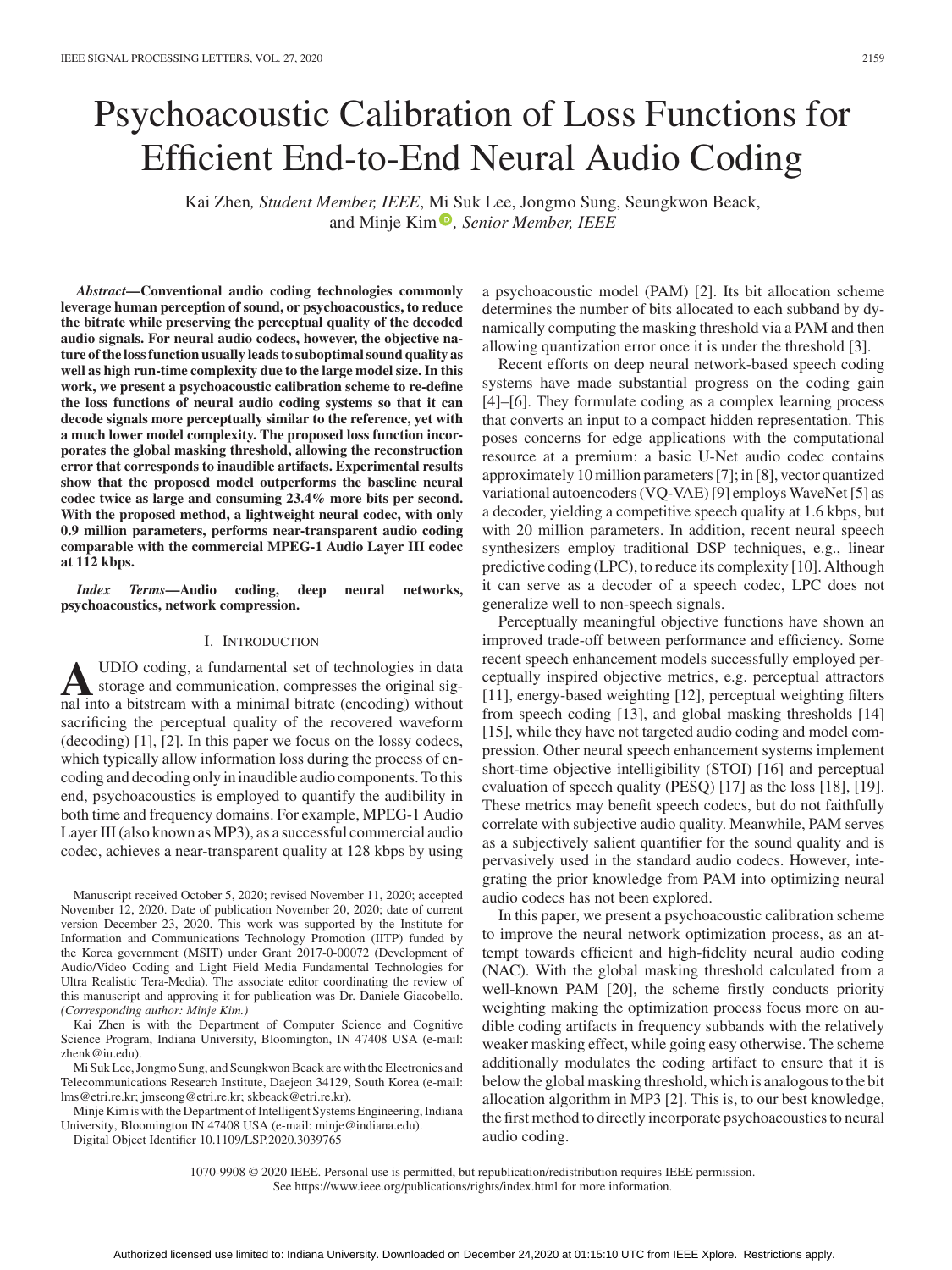# Psychoacoustic Calibration of Loss Functions for Efficient End-to-End Neural Audio Coding

Kai Zhen, *Student Member, IEEE*, Mi Suk Lee, Jongmo Sung, Seungkwon Beack, and Minje Kim, *Senior Member, IEEE*

***Abstract*—Conventional audio coding technologies commonly leverage human perception of sound, or psychoacoustics, to reduce the bitrate while preserving the perceptual quality of the decoded audio signals. For neural audio codecs, however, the objective nature of the loss function usually leads to suboptimal sound quality as well as high run-time complexity due to the large model size. In this work, we present a psychoacoustic calibration scheme to re-define the loss functions of neural audio coding systems so that it can decode signals more perceptually similar to the reference, yet with a much lower model complexity. The proposed loss function incorporates the global masking threshold, allowing the reconstruction error that corresponds to inaudible artifacts. Experimental results show that the proposed model outperforms the baseline neural codec twice as large and consuming 23.4% more bits per second. With the proposed method, a lightweight neural codec, with only 0.9 million parameters, performs near-transparent audio coding comparable with the commercial MPEG-1 Audio Layer III codec at 112 kbps.**

***Index Terms*—Audio coding, deep neural networks, psychoacoustics, network compression.**

## I. Introduction

Audio coding, a fundamental set of technologies in data storage and communication, compresses the original signal into a bitstream with a minimal bitrate (encoding) without sacrificing the perceptual quality of the recovered waveform (decoding) [1], [2]. In this paper we focus on the lossy codecs, which typically allow information loss during the process of encoding and decoding only in inaudible audio components. To this end, psychoacoustics is employed to quantify the audibility in both time and frequency domains. For example, MPEG-1 Audio Layer III (also known as MP3), as a successful commercial audio codec, achieves a near-transparent quality at 128 kbps by using a psychoacoustic model (PAM) [2]. Its bit allocation scheme determines the number of bits allocated to each subband by dynamically computing the masking threshold via a PAM and then allowing quantization error once it is under the threshold [3].

Recent efforts on deep neural network-based speech coding systems have made substantial progress on the coding gain [4]–[6]. They formulate coding as a complex learning process that converts an input to a compact hidden representation. This poses concerns for edge applications with the computational resource at a premium: a basic U-Net audio codec contains approximately 10 million parameters [7]; in [8], vector quantized variational autoencoders (VQ-VAE) [9] employs WaveNet [5] as a decoder, yielding a competitive speech quality at 1.6 kbps, but with 20 million parameters. In addition, recent neural speech synthesizers employ traditional DSP techniques, e.g., linear predictive coding (LPC), to reduce its complexity [10]. Although it can serve as a decoder of a speech codec, LPC does not generalize well to non-speech signals.

Perceptually meaningful objective functions have shown an improved trade-off between performance and efficiency. Some recent speech enhancement models successfully employed perceptually inspired objective metrics, e.g. perceptual attractors [11], energy-based weighting [12], perceptual weighting filters from speech coding [13], and global masking thresholds [14] [15], while they have not targeted audio coding and model compression. Other neural speech enhancement systems implement short-time objective intelligibility (STOI) [16] and perceptual evaluation of speech quality (PESQ) [17] as the loss [18], [19]. These metrics may benefit speech codecs, but do not faithfully correlate with subjective audio quality. Meanwhile, PAM serves as a subjectively salient quantifier for the sound quality and is pervasively used in the standard audio codecs. However, integrating the prior knowledge from PAM into optimizing neural audio codecs has not been explored.

In this paper, we present a psychoacoustic calibration scheme to improve the neural network optimization process, as an attempt towards efficient and high-fidelity neural audio coding (NAC). With the global masking threshold calculated from a well-known PAM [20], the scheme firstly conducts priority weighting making the optimization process focus more on audible coding artifacts in frequency subbands with the relatively weaker masking effect, while going easy otherwise. The scheme additionally modulates the coding artifact to ensure that it is below the global masking threshold, which is analogous to the bit allocation algorithm in MP3 [2]. This is, to our best knowledge, the first method to directly incorporate psychoacoustics to neural audio coding.

Manuscript received October 5, 2020; revised November 11, 2020; accepted November 12, 2020. Date of publication November 20, 2020; date of current version December 23, 2020. This work was supported by the Institute for Information and Communications Technology Promotion (IITP) funded by the Korea government (MSIT) under Grant 2017-0-00072 (Development of Audio/Video Coding and Light Field Media Fundamental Technologies for Ultra Realistic Tera-Media). The associate editor coordinating the review of this manuscript and approving it for publication was Dr. Daniele Giacobello. *(Corresponding author: Minje Kim.)*

Kai Zhen is with the Department of Computer Science and Cognitive Science Program, Indiana University, Bloomington, IN 47408 USA (e-mail: zhenk@iu.edu).

Mi Suk Lee, Jongmo Sung, and Seungkwon Beack are with the Electronics and Telecommunications Research Institute, Daejeon 34129, South Korea (e-mail: lms@etri.re.kr; jmseong@etri.re.kr; skbeack@etri.re.kr).

Minje Kim is with the Department of Intelligent Systems Engineering, Indiana University, Bloomington IN 47408 USA (e-mail: minje@indiana.edu).

Digital Object Identifier 10.1109/LSP.2020.3039765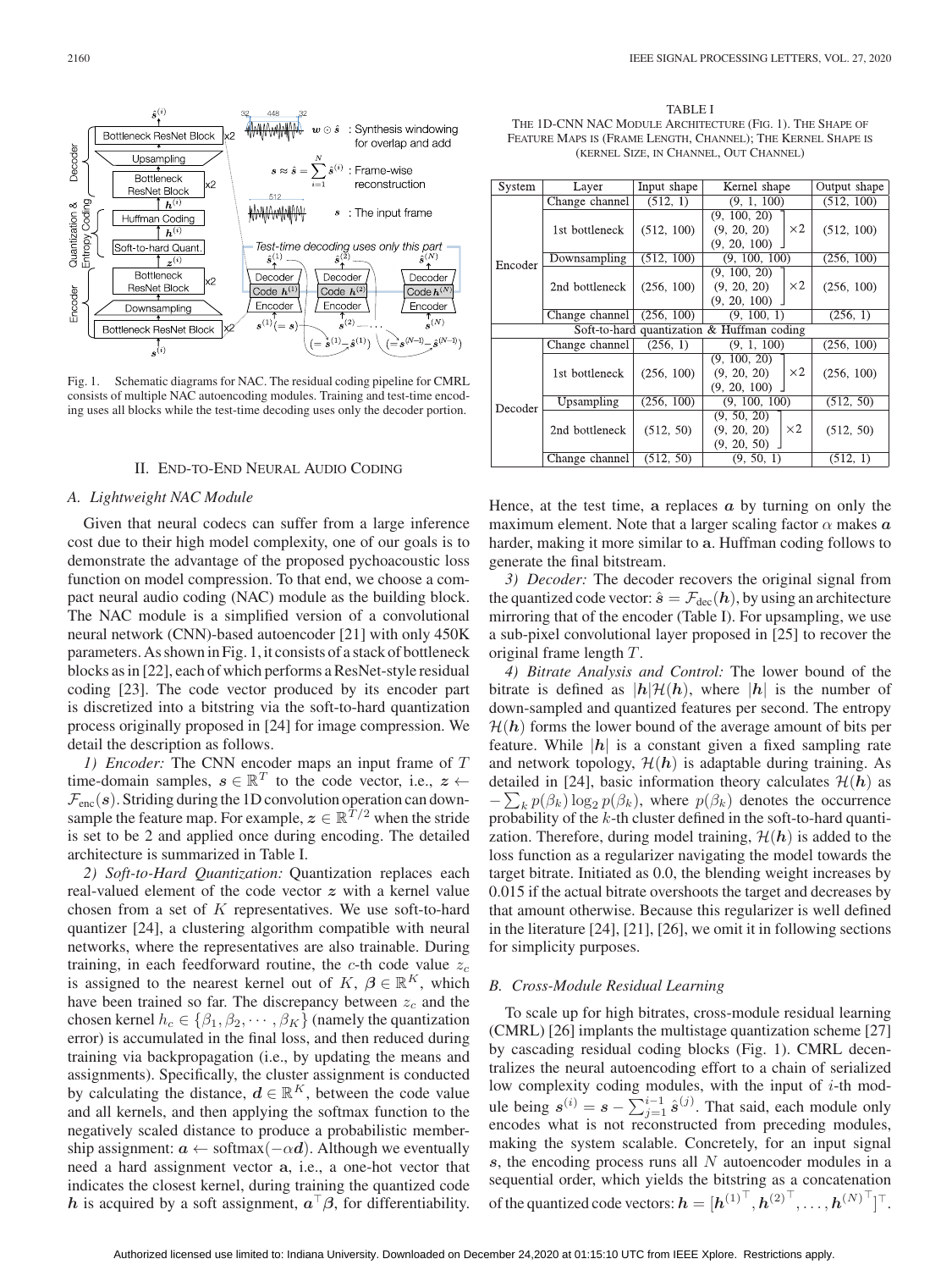Fig. 1. Schematic diagrams for NAC. The residual coding pipeline for CMRL consists of multiple NAC autoencoding modules. Training and test-time encoding uses all blocks while the test-time decoding uses only the decoder portion.

TABLE I
THE 1D-CNN NAC MODULE ARCHITECTURE (FIG. 1). THE SHAPE OF FEATURE MAPS IS (FRAME LENGTH, CHANNEL); THE KERNEL SHAPE IS (KERNEL SIZE, IN CHANNEL, OUT CHANNEL)

| System | Layer | Input shape | Kernel shape | Output shape |
|---|---|---|---|---|
| Encoder | Change channel | (512, 1) | (9, 1, 100) | (512, 100) |
| | 1st bottleneck | (512, 100) | [(9, 100, 20), (9, 20, 20), (9, 20, 100)] ×2 | (512, 100) |
| | Downsampling | (512, 100) | (9, 100, 100) | (256, 100) |
| | 2nd bottleneck | (256, 100) | [(9, 100, 20), (9, 20, 20), (9, 20, 100)] ×2 | (256, 100) |
| | Change channel | (256, 100) | (9, 100, 1) | (256, 1) |
| Soft-to-hard quantization & Huffman coding | | | | |
| Decoder | Change channel | (256, 1) | (9, 1, 100) | (256, 100) |
| | 1st bottleneck | (256, 100) | [(9, 100, 20), (9, 20, 20), (9, 20, 100)] ×2 | (256, 100) |
| | Upsampling | (256, 100) | (9, 100, 100) | (512, 50) |
| | 2nd bottleneck | (512, 50) | [(9, 50, 20), (9, 20, 20), (9, 20, 50)] ×2 | (512, 50) |
| | Change channel | (512, 50) | (9, 50, 1) | (512, 1) |

## II. END-TO-END NEURAL AUDIO CODING

### A. Lightweight NAC Module

Given that neural codecs can suffer from a large inference cost due to their high model complexity, one of our goals is to demonstrate the advantage of the proposed pychoacoustic loss function on model compression. To that end, we choose a compact neural audio coding (NAC) module as the building block. The NAC module is a simplified version of a convolutional neural network (CNN)-based autoencoder [21] with only 450K parameters. As shown in Fig. 1, it consists of a stack of bottleneck blocks as in [22], each of which performs a ResNet-style residual coding [23]. The code vector produced by its encoder part is discretized into a bitstring via the soft-to-hard quantization process originally proposed in [24] for image compression. We detail the description as follows.

*1) Encoder:* The CNN encoder maps an input frame of $T$ time-domain samples, $\boldsymbol{s} \in \mathbb{R}^T$ to the code vector, i.e., $\boldsymbol{z} \leftarrow \mathcal{F}_{\text{enc}}(\boldsymbol{s})$. Striding during the 1D convolution operation can downsample the feature map. For example, $\boldsymbol{z} \in \mathbb{R}^{T/2}$ when the stride is set to be 2 and applied once during encoding. The detailed architecture is summarized in Table I.

*2) Soft-to-Hard Quantization:* Quantization replaces each real-valued element of the code vector $\boldsymbol{z}$ with a kernel value chosen from a set of $K$ representatives. We use soft-to-hard quantizer [24], a clustering algorithm compatible with neural networks, where the representatives are also trainable. During training, in each feedforward routine, the $c$-th code value $z_c$ is assigned to the nearest kernel out of $K$, $\boldsymbol{\beta} \in \mathbb{R}^K$, which have been trained so far. The discrepancy between $z_c$ and the chosen kernel $h_c \in \{\beta_1, \beta_2, \cdots, \beta_K\}$ (namely the quantization error) is accumulated in the final loss, and then reduced during training via backpropagation (i.e., by updating the means and assignments). Specifically, the cluster assignment is conducted by calculating the distance, $\boldsymbol{d} \in \mathbb{R}^K$, between the code value and all kernels, and then applying the softmax function to the negatively scaled distance to produce a probabilistic membership assignment: $\boldsymbol{a} \leftarrow \text{softmax}(-\alpha \boldsymbol{d})$. Although we eventually need a hard assignment vector $\mathbf{a}$, i.e., a one-hot vector that indicates the closest kernel, during training the quantized code $\boldsymbol{h}$ is acquired by a soft assignment, $\boldsymbol{a}^\top \boldsymbol{\beta}$, for differentiability. Hence, at the test time, $\mathbf{a}$ replaces $\boldsymbol{a}$ by turning on only the maximum element. Note that a larger scaling factor $\alpha$ makes $\boldsymbol{a}$ harder, making it more similar to $\mathbf{a}$. Huffman coding follows to generate the final bitstream.

*3) Decoder:* The decoder recovers the original signal from the quantized code vector: $\hat{\boldsymbol{s}} = \mathcal{F}_{\text{dec}}(\boldsymbol{h})$, by using an architecture mirroring that of the encoder (Table I). For upsampling, we use a sub-pixel convolutional layer proposed in [25] to recover the original frame length $T$.

*4) Bitrate Analysis and Control:* The lower bound of the bitrate is defined as $|\boldsymbol{h}|\mathcal{H}(\boldsymbol{h})$, where $|\boldsymbol{h}|$ is the number of down-sampled and quantized features per second. The entropy $\mathcal{H}(\boldsymbol{h})$ forms the lower bound of the average amount of bits per feature. While $|\boldsymbol{h}|$ is a constant given a fixed sampling rate and network topology, $\mathcal{H}(\boldsymbol{h})$ is adaptable during training. As detailed in [24], basic information theory calculates $\mathcal{H}(\boldsymbol{h})$ as $-\sum_k p(\beta_k)\log_2 p(\beta_k)$, where $p(\beta_k)$ denotes the occurrence probability of the $k$-th cluster defined in the soft-to-hard quantization. Therefore, during model training, $\mathcal{H}(\boldsymbol{h})$ is added to the loss function as a regularizer navigating the model towards the target bitrate. Initiated as 0.0, the blending weight increases by 0.015 if the actual bitrate overshoots the target and decreases by that amount otherwise. Because this regularizer is well defined in the literature [24], [21], [26], we omit it in following sections for simplicity purposes.

### B. Cross-Module Residual Learning

To scale up for high bitrates, cross-module residual learning (CMRL) [26] implants the multistage quantization scheme [27] by cascading residual coding blocks (Fig. 1). CMRL decentralizes the neural autoencoding effort to a chain of serialized low complexity coding modules, with the input of $i$-th module being $\boldsymbol{s}^{(i)} = \boldsymbol{s} - \sum_{j=1}^{i-1} \hat{\boldsymbol{s}}^{(j)}$. That said, each module only encodes what is not reconstructed from preceding modules, making the system scalable. Concretely, for an input signal $\boldsymbol{s}$, the encoding process runs all $N$ autoencoder modules in a sequential order, which yields the bitstring as a concatenation of the quantized code vectors: $\boldsymbol{h} = [\boldsymbol{h}^{(1)\top}, \boldsymbol{h}^{(2)\top}, \ldots, \boldsymbol{h}^{(N)\top}]^\top$.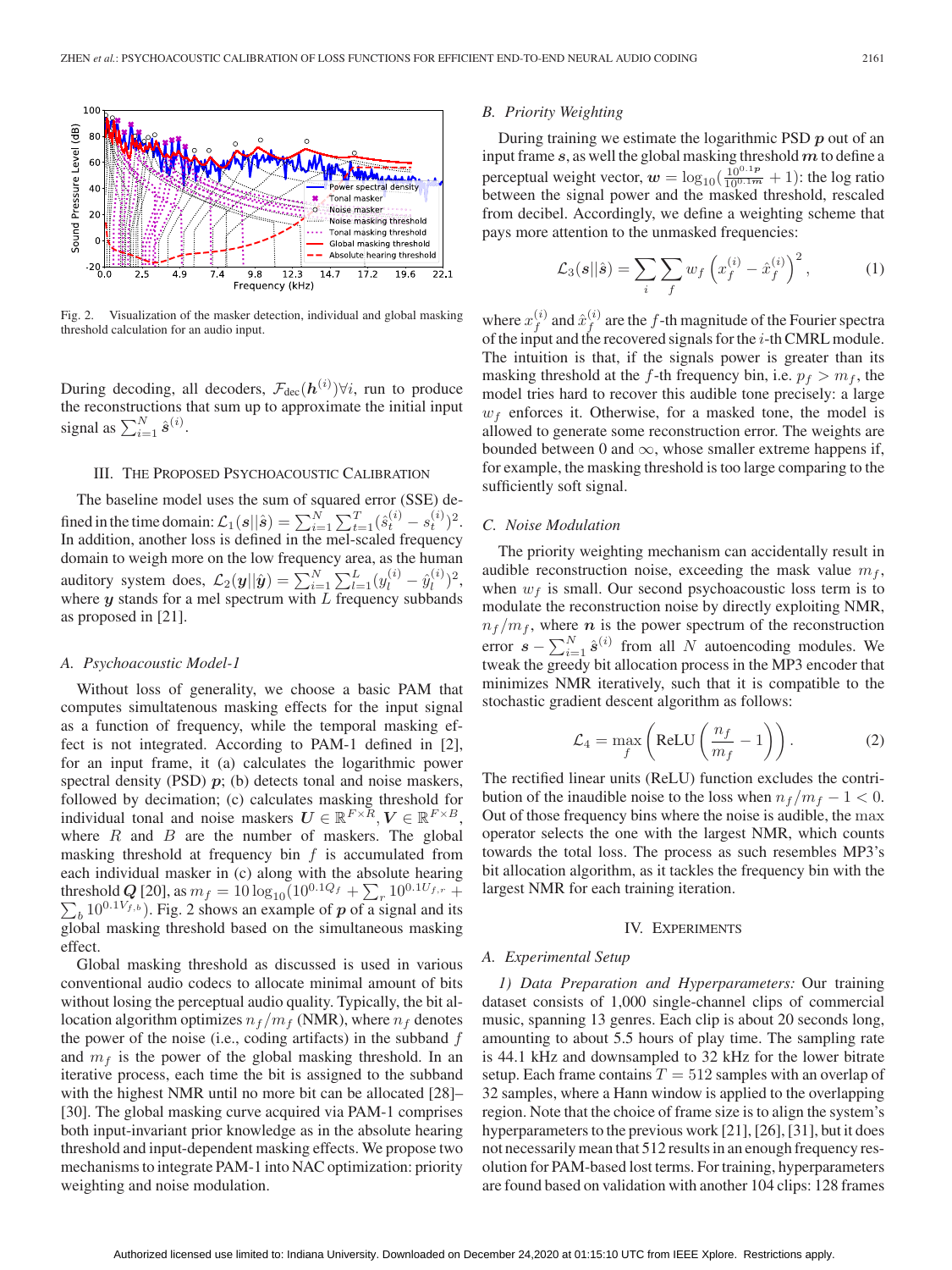Fig. 2. Visualization of the masker detection, individual and global masking threshold calculation for an audio input.

During decoding, all decoders, $\mathcal{F}_{\text{dec}}(\boldsymbol{h}^{(i)})\forall i$, run to produce the reconstructions that sum up to approximate the initial input signal as $\sum_{i=1}^{N} \hat{\boldsymbol{s}}^{(i)}$.

## III. The Proposed Psychoacoustic Calibration

The baseline model uses the sum of squared error (SSE) defined in the time domain: $\mathcal{L}_1(\boldsymbol{s}||\hat{\boldsymbol{s}}) = \sum_{i=1}^{N}\sum_{t=1}^{T}(\hat{s}_t^{(i)} - s_t^{(i)})^2$. In addition, another loss is defined in the mel-scaled frequency domain to weigh more on the low frequency area, as the human auditory system does, $\mathcal{L}_2(\boldsymbol{y}||\hat{\boldsymbol{y}}) = \sum_{i=1}^{N}\sum_{l=1}^{L}(y_l^{(i)} - \hat{y}_l^{(i)})^2$, where $\boldsymbol{y}$ stands for a mel spectrum with $L$ frequency subbands as proposed in [21].

### A. Psychoacoustic Model-1

Without loss of generality, we choose a basic PAM that computes simultaneous masking effects for the input signal as a function of frequency, while the temporal masking effect is not integrated. According to PAM-1 defined in [2], for an input frame, it (a) calculates the logarithmic power spectral density (PSD) $\boldsymbol{p}$; (b) detects tonal and noise maskers, followed by decimation; (c) calculates masking threshold for individual tonal and noise maskers $\boldsymbol{U} \in \mathbb{R}^{F \times R}, \boldsymbol{V} \in \mathbb{R}^{F \times B}$, where $R$ and $B$ are the number of maskers. The global masking threshold at frequency bin $f$ is accumulated from each individual masker in (c) along with the absolute hearing threshold $\boldsymbol{Q}$ [20], as $m_f = 10\log_{10}(10^{0.1Q_f} + \sum_r 10^{0.1U_{f,r}} + \sum_b 10^{0.1V_{f,b}})$. Fig. 2 shows an example of $\boldsymbol{p}$ of a signal and its global masking threshold based on the simultaneous masking effect.

Global masking threshold as discussed is used in various conventional audio codecs to allocate minimal amount of bits without losing the perceptual audio quality. Typically, the bit allocation algorithm optimizes $n_f/m_f$ (NMR), where $n_f$ denotes the power of the noise (i.e., coding artifacts) in the subband $f$ and $m_f$ is the power of the global masking threshold. In an iterative process, each time the bit is assigned to the subband with the highest NMR until no more bit can be allocated [28]–[30]. The global masking curve acquired via PAM-1 comprises both input-invariant prior knowledge as in the absolute hearing threshold and input-dependent masking effects. We propose two mechanisms to integrate PAM-1 into NAC optimization: priority weighting and noise modulation.

### B. Priority Weighting

During training we estimate the logarithmic PSD $\boldsymbol{p}$ out of an input frame $\boldsymbol{s}$, as well the global masking threshold $\boldsymbol{m}$ to define a perceptual weight vector, $\boldsymbol{w} = \log_{10}(\frac{10^{0.1\boldsymbol{p}}}{10^{0.1\boldsymbol{m}}} + 1)$: the log ratio between the signal power and the masked threshold, rescaled from decibel. Accordingly, we define a weighting scheme that pays more attention to the unmasked frequencies:

$$\mathcal{L}_3(\boldsymbol{s}||\hat{\boldsymbol{s}}) = \sum_i \sum_f w_f \left(x_f^{(i)} - \hat{x}_f^{(i)}\right)^2, \tag{1}$$

where $x_f^{(i)}$ and $\hat{x}_f^{(i)}$ are the $f$-th magnitude of the Fourier spectra of the input and the recovered signals for the $i$-th CMRL module. The intuition is that, if the signals power is greater than its masking threshold at the $f$-th frequency bin, i.e. $p_f > m_f$, the model tries hard to recover this audible tone precisely: a large $w_f$ enforces it. Otherwise, for a masked tone, the model is allowed to generate some reconstruction error. The weights are bounded between 0 and $\infty$, whose smaller extreme happens if, for example, the masking threshold is too large comparing to the sufficiently soft signal.

### C. Noise Modulation

The priority weighting mechanism can accidentally result in audible reconstruction noise, exceeding the mask value $m_f$, when $w_f$ is small. Our second psychoacoustic loss term is to modulate the reconstruction noise by directly exploiting NMR, $n_f/m_f$, where $\boldsymbol{n}$ is the power spectrum of the reconstruction error $\boldsymbol{s} - \sum_{i=1}^{N} \hat{\boldsymbol{s}}^{(i)}$ from all $N$ autoencoding modules. We tweak the greedy bit allocation process in the MP3 encoder that minimizes NMR iteratively, such that it is compatible to the stochastic gradient descent algorithm as follows:

$$\mathcal{L}_4 = \max_f \left(\text{ReLU}\left(\frac{n_f}{m_f} - 1\right)\right). \tag{2}$$

The rectified linear units (ReLU) function excludes the contribution of the inaudible noise to the loss when $n_f/m_f - 1 < 0$. Out of those frequency bins where the noise is audible, the max operator selects the one with the largest NMR, which counts towards the total loss. The process as such resembles MP3's bit allocation algorithm, as it tackles the frequency bin with the largest NMR for each training iteration.

## IV. Experiments

### A. Experimental Setup

*1) Data Preparation and Hyperparameters:* Our training dataset consists of 1,000 single-channel clips of commercial music, spanning 13 genres. Each clip is about 20 seconds long, amounting to about 5.5 hours of play time. The sampling rate is 44.1 kHz and downsampled to 32 kHz for the lower bitrate setup. Each frame contains $T = 512$ samples with an overlap of 32 samples, where a Hann window is applied to the overlapping region. Note that the choice of frame size is to align the system's hyperparameters to the previous work [21], [26], [31], but it does not necessarily mean that 512 results in an enough frequency resolution for PAM-based lost terms. For training, hyperparameters are found based on validation with another 104 clips: 128 frames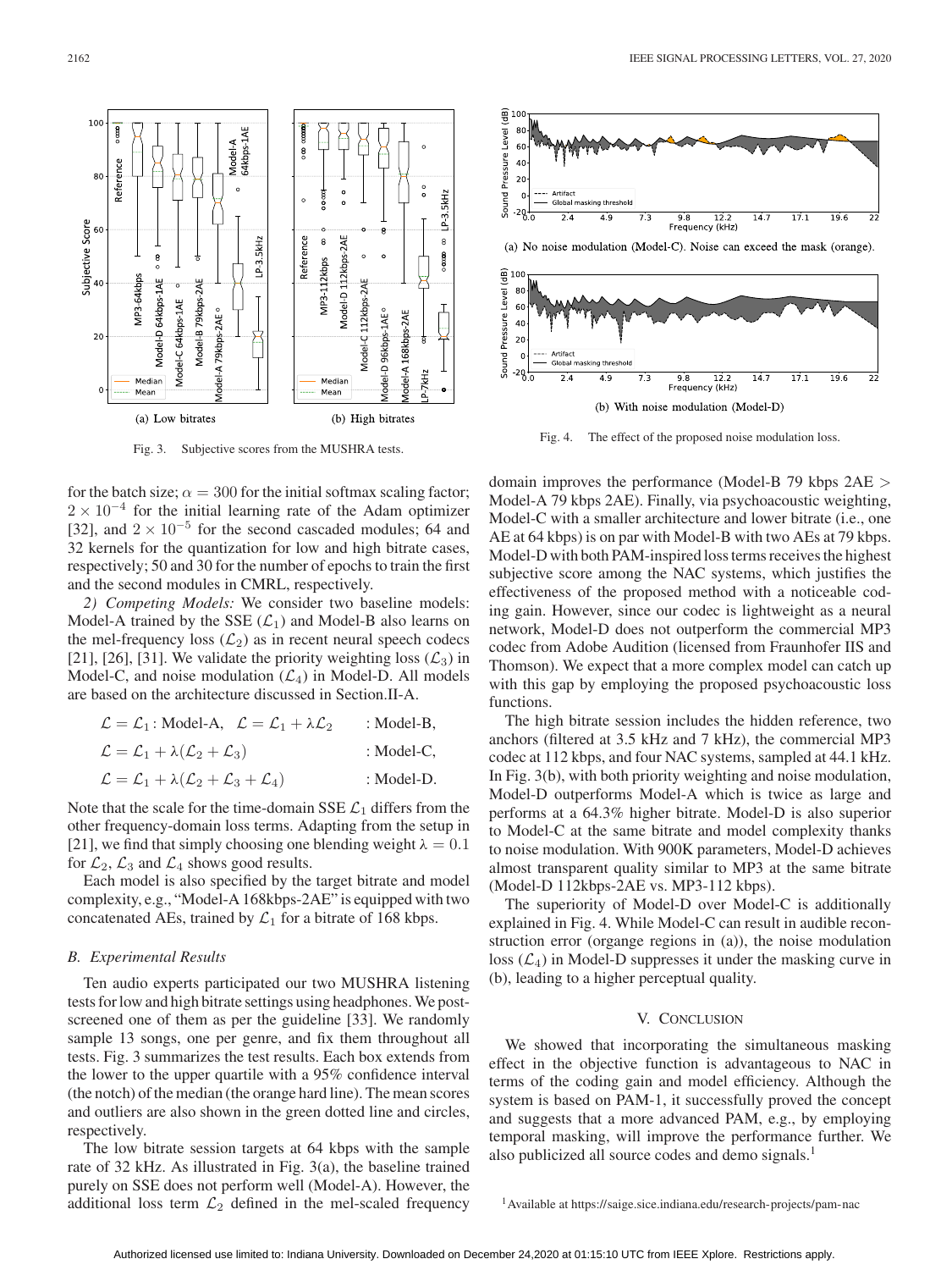Fig. 3. Subjective scores from the MUSHRA tests.

Fig. 4. The effect of the proposed noise modulation loss.

for the batch size; $\alpha = 300$ for the initial softmax scaling factor; $2 \times 10^{-4}$ for the initial learning rate of the Adam optimizer [32], and $2 \times 10^{-5}$ for the second cascaded modules; 64 and 32 kernels for the quantization for low and high bitrate cases, respectively; 50 and 30 for the number of epochs to train the first and the second modules in CMRL, respectively.

*2) Competing Models:* We consider two baseline models: Model-A trained by the SSE ($\mathcal{L}_1$) and Model-B also learns on the mel-frequency loss ($\mathcal{L}_2$) as in recent neural speech codecs [21], [26], [31]. We validate the priority weighting loss ($\mathcal{L}_3$) in Model-C, and noise modulation ($\mathcal{L}_4$) in Model-D. All models are based on the architecture discussed in Section.II-A.

$$\mathcal{L} = \mathcal{L}_1 : \text{Model-A}, \quad \mathcal{L} = \mathcal{L}_1 + \lambda \mathcal{L}_2 \quad : \text{Model-B},$$

$$\mathcal{L} = \mathcal{L}_1 + \lambda(\mathcal{L}_2 + \mathcal{L}_3) \quad : \text{Model-C},$$

$$\mathcal{L} = \mathcal{L}_1 + \lambda(\mathcal{L}_2 + \mathcal{L}_3 + \mathcal{L}_4) \quad : \text{Model-D}.$$

Note that the scale for the time-domain SSE $\mathcal{L}_1$ differs from the other frequency-domain loss terms. Adapting from the setup in [21], we find that simply choosing one blending weight $\lambda = 0.1$ for $\mathcal{L}_2$, $\mathcal{L}_3$ and $\mathcal{L}_4$ shows good results.

Each model is also specified by the target bitrate and model complexity, e.g., "Model-A 168kbps-2AE" is equipped with two concatenated AEs, trained by $\mathcal{L}_1$ for a bitrate of 168 kbps.

### *B. Experimental Results*

Ten audio experts participated our two MUSHRA listening tests for low and high bitrate settings using headphones. We post-screened one of them as per the guideline [33]. We randomly sample 13 songs, one per genre, and fix them throughout all tests. Fig. 3 summarizes the test results. Each box extends from the lower to the upper quartile with a 95% confidence interval (the notch) of the median (the orange hard line). The mean scores and outliers are also shown in the green dotted line and circles, respectively.

The low bitrate session targets at 64 kbps with the sample rate of 32 kHz. As illustrated in Fig. 3(a), the baseline trained purely on SSE does not perform well (Model-A). However, the additional loss term $\mathcal{L}_2$ defined in the mel-scaled frequency domain improves the performance (Model-B 79 kbps 2AE > Model-A 79 kbps 2AE). Finally, via psychoacoustic weighting, Model-C with a smaller architecture and lower bitrate (i.e., one AE at 64 kbps) is on par with Model-B with two AEs at 79 kbps. Model-D with both PAM-inspired loss terms receives the highest subjective score among the NAC systems, which justifies the effectiveness of the proposed method with a noticeable coding gain. However, since our codec is lightweight as a neural network, Model-D does not outperform the commercial MP3 codec from Adobe Audition (licensed from Fraunhofer IIS and Thomson). We expect that a more complex model can catch up with this gap by employing the proposed psychoacoustic loss functions.

The high bitrate session includes the hidden reference, two anchors (filtered at 3.5 kHz and 7 kHz), the commercial MP3 codec at 112 kbps, and four NAC systems, sampled at 44.1 kHz. In Fig. 3(b), with both priority weighting and noise modulation, Model-D outperforms Model-A which is twice as large and performs at a 64.3% higher bitrate. Model-D is also superior to Model-C at the same bitrate and model complexity thanks to noise modulation. With 900K parameters, Model-D achieves almost transparent quality similar to MP3 at the same bitrate (Model-D 112kbps-2AE vs. MP3-112 kbps).

The superiority of Model-D over Model-C is additionally explained in Fig. 4. While Model-C can result in audible reconstruction error (organge regions in (a)), the noise modulation loss ($\mathcal{L}_4$) in Model-D suppresses it under the masking curve in (b), leading to a higher perceptual quality.

## V. Conclusion

We showed that incorporating the simultaneous masking effect in the objective function is advantageous to NAC in terms of the coding gain and model efficiency. Although the system is based on PAM-1, it successfully proved the concept and suggests that a more advanced PAM, e.g., by employing temporal masking, will improve the performance further. We also publicized all source codes and demo signals.[1]

[1] Available at https://saige.sice.indiana.edu/research-projects/pam-nac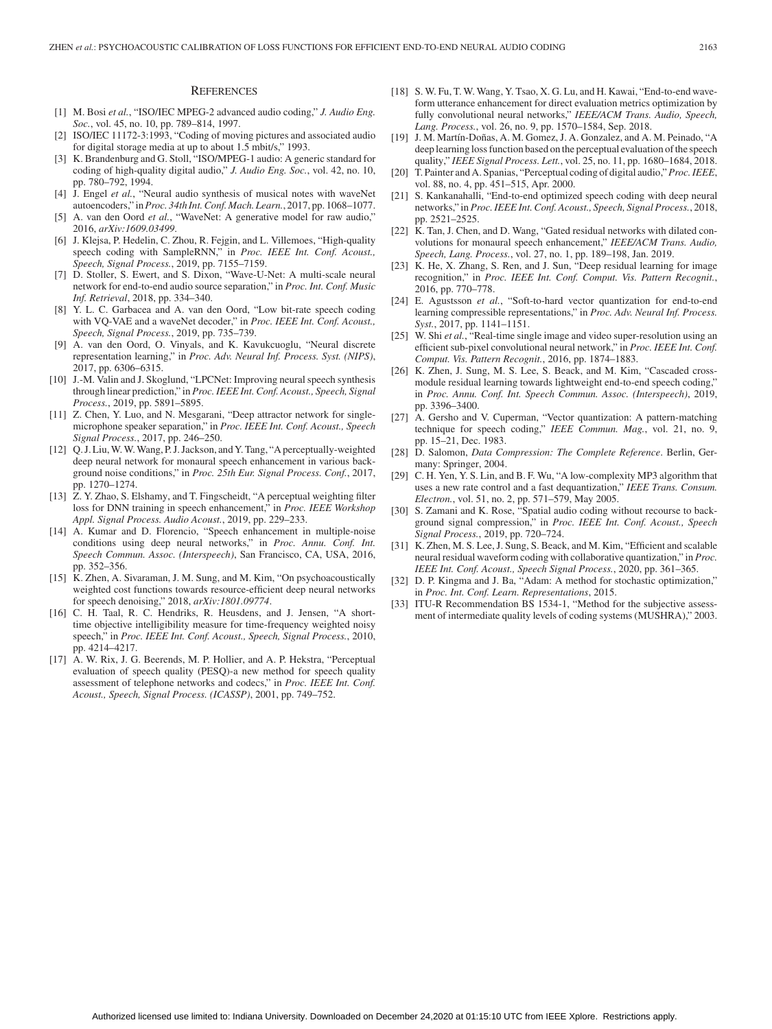## References

[1] M. Bosi *et al.*, "ISO/IEC MPEG-2 advanced audio coding," *J. Audio Eng. Soc.*, vol. 45, no. 10, pp. 789–814, 1997.

[2] ISO/IEC 11172-3:1993, "Coding of moving pictures and associated audio for digital storage media at up to about 1.5 mbit/s," 1993.

[3] K. Brandenburg and G. Stoll, "ISO/MPEG-1 audio: A generic standard for coding of high-quality digital audio," *J. Audio Eng. Soc.*, vol. 42, no. 10, pp. 780–792, 1994.

[4] J. Engel *et al.*, "Neural audio synthesis of musical notes with waveNet autoencoders," in *Proc. 34th Int. Conf. Mach. Learn.*, 2017, pp. 1068–1077.

[5] A. van den Oord *et al.*, "WaveNet: A generative model for raw audio," 2016, *arXiv:1609.03499*.

[6] J. Klejsa, P. Hedelin, C. Zhou, R. Fejgin, and L. Villemoes, "High-quality speech coding with SampleRNN," in *Proc. IEEE Int. Conf. Acoust., Speech, Signal Process.*, 2019, pp. 7155–7159.

[7] D. Stoller, S. Ewert, and S. Dixon, "Wave-U-Net: A multi-scale neural network for end-to-end audio source separation," in *Proc. Int. Conf. Music Inf. Retrieval*, 2018, pp. 334–340.

[8] Y. L. C. Garbacea and A. van den Oord, "Low bit-rate speech coding with VQ-VAE and a waveNet decoder," in *Proc. IEEE Int. Conf. Acoust., Speech, Signal Process.*, 2019, pp. 735–739.

[9] A. van den Oord, O. Vinyals, and K. Kavukcuoglu, "Neural discrete representation learning," in *Proc. Adv. Neural Inf. Process. Syst. (NIPS)*, 2017, pp. 6306–6315.

[10] J.-M. Valin and J. Skoglund, "LPCNet: Improving neural speech synthesis through linear prediction," in *Proc. IEEE Int. Conf. Acoust., Speech, Signal Process.*, 2019, pp. 5891–5895.

[11] Z. Chen, Y. Luo, and N. Mesgarani, "Deep attractor network for single-microphone speaker separation," in *Proc. IEEE Int. Conf. Acoust., Speech Signal Process.*, 2017, pp. 246–250.

[12] Q. J. Liu, W. W. Wang, P. J. Jackson, and Y. Tang, "A perceptually-weighted deep neural network for monaural speech enhancement in various background noise conditions," in *Proc. 25th Eur. Signal Process. Conf.*, 2017, pp. 1270–1274.

[13] Z. Y. Zhao, S. Elshamy, and T. Fingscheidt, "A perceptual weighting filter loss for DNN training in speech enhancement," in *Proc. IEEE Workshop Appl. Signal Process. Audio Acoust.*, 2019, pp. 229–233.

[14] A. Kumar and D. Florencio, "Speech enhancement in multiple-noise conditions using deep neural networks," in *Proc. Annu. Conf. Int. Speech Commun. Assoc. (Interspeech)*, San Francisco, CA, USA, 2016, pp. 352–356.

[15] K. Zhen, A. Sivaraman, J. M. Sung, and M. Kim, "On psychoacoustically weighted cost functions towards resource-efficient deep neural networks for speech denoising," 2018, *arXiv:1801.09774*.

[16] C. H. Taal, R. C. Hendriks, R. Heusdens, and J. Jensen, "A short-time objective intelligibility measure for time-frequency weighted noisy speech," in *Proc. IEEE Int. Conf. Acoust., Speech, Signal Process.*, 2010, pp. 4214–4217.

[17] A. W. Rix, J. G. Beerends, M. P. Hollier, and A. P. Hekstra, "Perceptual evaluation of speech quality (PESQ)-a new method for speech quality assessment of telephone networks and codecs," in *Proc. IEEE Int. Conf. Acoust., Speech, Signal Process. (ICASSP)*, 2001, pp. 749–752.

[18] S. W. Fu, T. W. Wang, Y. Tsao, X. G. Lu, and H. Kawai, "End-to-end waveform utterance enhancement for direct evaluation metrics optimization by fully convolutional neural networks," *IEEE/ACM Trans. Audio, Speech, Lang. Process.*, vol. 26, no. 9, pp. 1570–1584, Sep. 2018.

[19] J. M. Martín-Doñas, A. M. Gomez, J. A. Gonzalez, and A. M. Peinado, "A deep learning loss function based on the perceptual evaluation of the speech quality," *IEEE Signal Process. Lett.*, vol. 25, no. 11, pp. 1680–1684, 2018.

[20] T. Painter and A. Spanias, "Perceptual coding of digital audio," *Proc. IEEE*, vol. 88, no. 4, pp. 451–515, Apr. 2000.

[21] S. Kankanahalli, "End-to-end optimized speech coding with deep neural networks," in *Proc. IEEE Int. Conf. Acoust., Speech, Signal Process.*, 2018, pp. 2521–2525.

[22] K. Tan, J. Chen, and D. Wang, "Gated residual networks with dilated convolutions for monaural speech enhancement," *IEEE/ACM Trans. Audio, Speech, Lang. Process.*, vol. 27, no. 1, pp. 189–198, Jan. 2019.

[23] K. He, X. Zhang, S. Ren, and J. Sun, "Deep residual learning for image recognition," in *Proc. IEEE Int. Conf. Comput. Vis. Pattern Recognit.*, 2016, pp. 770–778.

[24] E. Agustsson *et al.*, "Soft-to-hard vector quantization for end-to-end learning compressible representations," in *Proc. Adv. Neural Inf. Process. Syst.*, 2017, pp. 1141–1151.

[25] W. Shi *et al.*, "Real-time single image and video super-resolution using an efficient sub-pixel convolutional neural network," in *Proc. IEEE Int. Conf. Comput. Vis. Pattern Recognit.*, 2016, pp. 1874–1883.

[26] K. Zhen, J. Sung, M. S. Lee, S. Beack, and M. Kim, "Cascaded cross-module residual learning towards lightweight end-to-end speech coding," in *Proc. Annu. Conf. Int. Speech Commun. Assoc. (Interspeech)*, 2019, pp. 3396–3400.

[27] A. Gersho and V. Cuperman, "Vector quantization: A pattern-matching technique for speech coding," *IEEE Commun. Mag.*, vol. 21, no. 9, pp. 15–21, Dec. 1983.

[28] D. Salomon, *Data Compression: The Complete Reference*. Berlin, Germany: Springer, 2004.

[29] C. H. Yen, Y. S. Lin, and B. F. Wu, "A low-complexity MP3 algorithm that uses a new rate control and a fast dequantization," *IEEE Trans. Consum. Electron.*, vol. 51, no. 2, pp. 571–579, May 2005.

[30] S. Zamani and K. Rose, "Spatial audio coding without recourse to background signal compression," in *Proc. IEEE Int. Conf. Acoust., Speech Signal Process.*, 2019, pp. 720–724.

[31] K. Zhen, M. S. Lee, J. Sung, S. Beack, and M. Kim, "Efficient and scalable neural residual waveform coding with collaborative quantization," in *Proc. IEEE Int. Conf. Acoust., Speech Signal Process.*, 2020, pp. 361–365.

[32] D. P. Kingma and J. Ba, "Adam: A method for stochastic optimization," in *Proc. Int. Conf. Learn. Representations*, 2015.

[33] ITU-R Recommendation BS 1534-1, "Method for the subjective assessment of intermediate quality levels of coding systems (MUSHRA)," 2003.